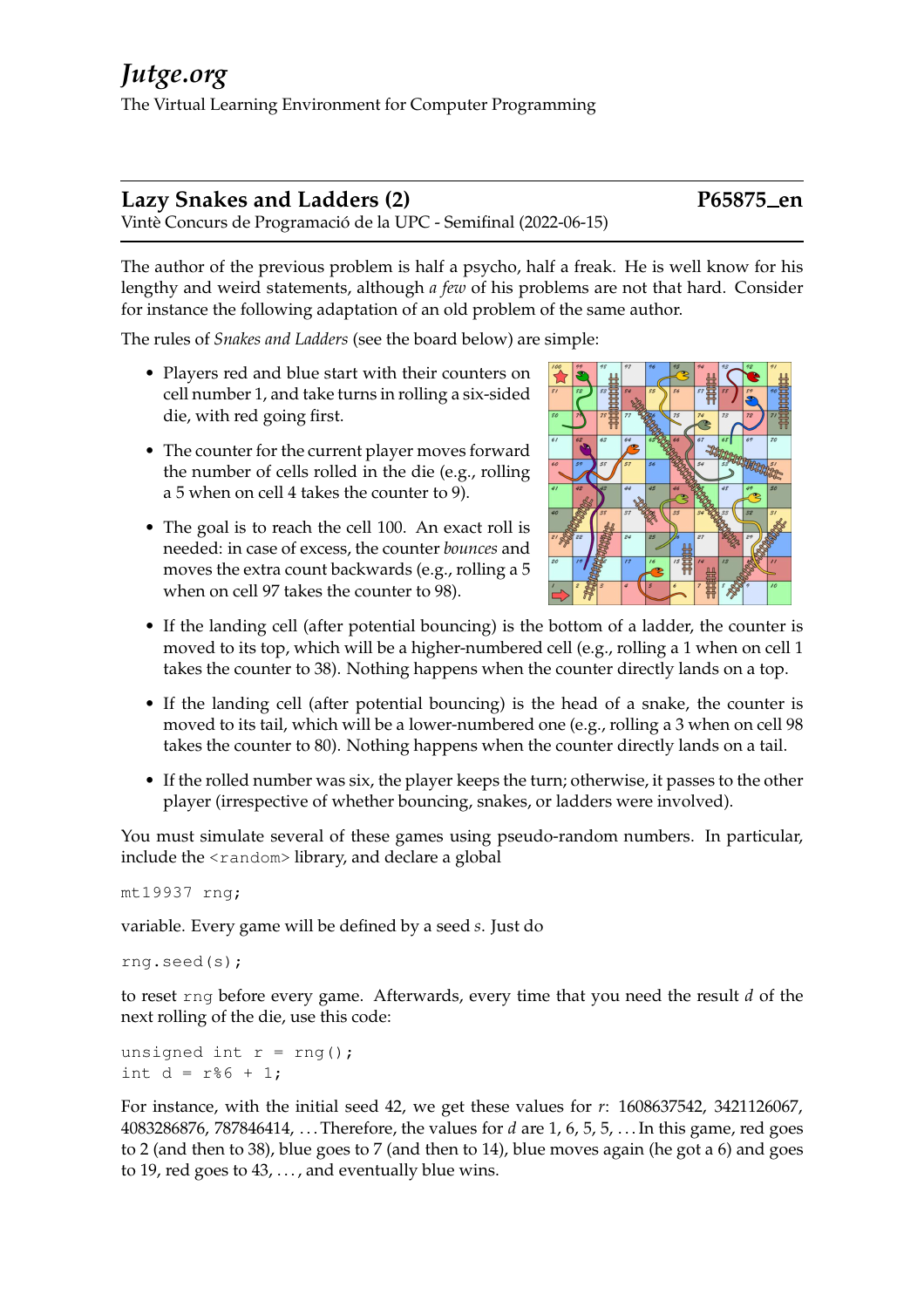# Jutge.org

The Virtual Learning Environment for Computer Programming

## Lazy Snakes and Ladders (2) — P65875_en

Vintè Concurs de Programació de la UPC - Semifinal (2022-06-15)

The author of the previous problem is half a psycho, half a freak. He is well know for his lengthy and weird statements, although *a few* of his problems are not that hard. Consider for instance the following adaptation of an old problem of the same author.

The rules of *Snakes and Ladders* (see the board below) are simple:

- Players red and blue start with their counters on cell number 1, and take turns in rolling a six-sided die, with red going first.
- The counter for the current player moves forward the number of cells rolled in the die (e.g., rolling a 5 when on cell 4 takes the counter to 9).
- The goal is to reach the cell 100. An exact roll is needed: in case of excess, the counter *bounces* and moves the extra count backwards (e.g., rolling a 5 when on cell 97 takes the counter to 98).
- If the landing cell (after potential bouncing) is the bottom of a ladder, the counter is moved to its top, which will be a higher-numbered cell (e.g., rolling a 1 when on cell 1 takes the counter to 38). Nothing happens when the counter directly lands on a top.
- If the landing cell (after potential bouncing) is the head of a snake, the counter is moved to its tail, which will be a lower-numbered one (e.g., rolling a 3 when on cell 98 takes the counter to 80). Nothing happens when the counter directly lands on a tail.
- If the rolled number was six, the player keeps the turn; otherwise, it passes to the other player (irrespective of whether bouncing, snakes, or ladders were involved).

You must simulate several of these games using pseudo-random numbers. In particular, include the `<random>` library, and declare a global

```
mt19937 rng;
```

variable. Every game will be defined by a seed $s$. Just do

```
rng.seed(s);
```

to reset `rng` before every game. Afterwards, every time that you need the result $d$ of the next rolling of the die, use this code:

```
unsigned int r = rng();
int d = r%6 + 1;
```

For instance, with the initial seed 42, we get these values for $r$: 1608637542, 3421126067, 4083286876, 787846414, ... Therefore, the values for $d$ are 1, 6, 5, 5, ... In this game, red goes to 2 (and then to 38), blue goes to 7 (and then to 14), blue moves again (he got a 6) and goes to 19, red goes to 43, ..., and eventually blue wins.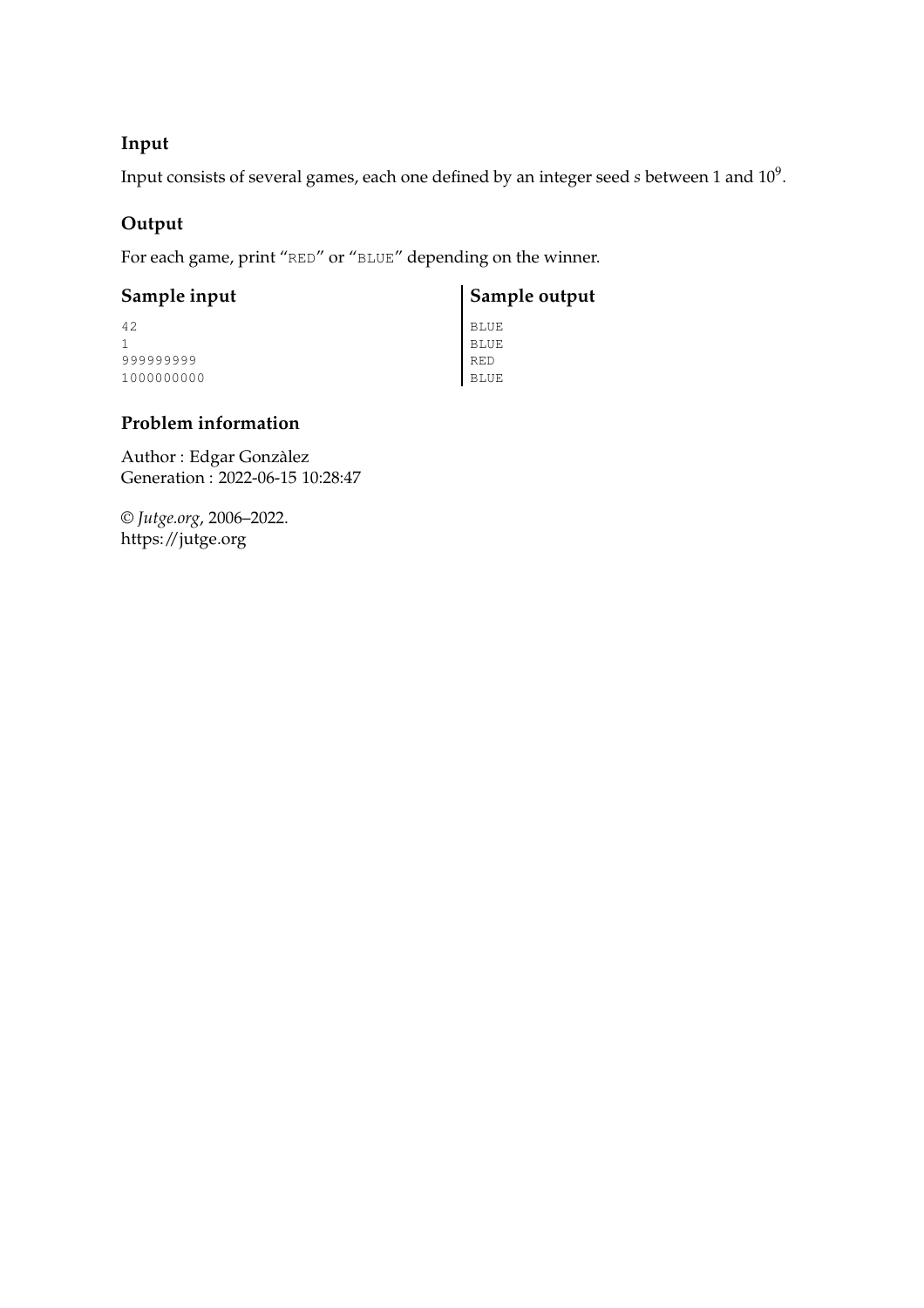### Input

Input consists of several games, each one defined by an integer seed $s$ between 1 and $10^9$.

### Output

For each game, print “RED” or “BLUE” depending on the winner.

### Sample input

```
42
1
999999999
1000000000
```

### Sample output

```
BLUE
BLUE
RED
BLUE
```

### Problem information

Author : Edgar Gonzàlez
Generation : 2022-06-15 10:28:47

© *Jutge.org*, 2006–2022.
https://jutge.org